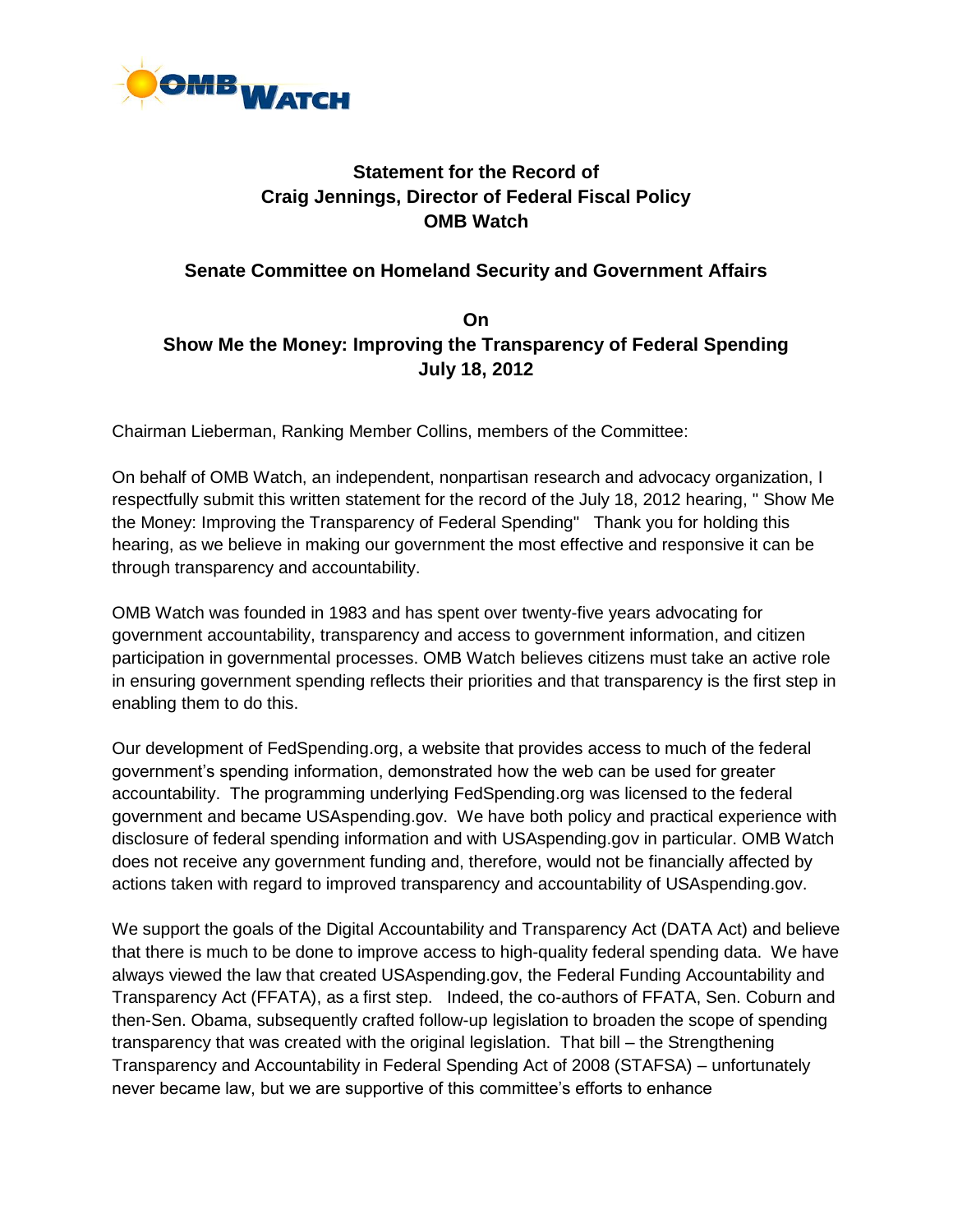OMB WATCH

**Statement for the Record of**
**Craig Jennings, Director of Federal Fiscal Policy**
**OMB Watch**

**Senate Committee on Homeland Security and Government Affairs**

**On**
**Show Me the Money: Improving the Transparency of Federal Spending**
**July 18, 2012**

Chairman Lieberman, Ranking Member Collins, members of the Committee:

On behalf of OMB Watch, an independent, nonpartisan research and advocacy organization, I respectfully submit this written statement for the record of the July 18, 2012 hearing, " Show Me the Money: Improving the Transparency of Federal Spending" Thank you for holding this hearing, as we believe in making our government the most effective and responsive it can be through transparency and accountability.

OMB Watch was founded in 1983 and has spent over twenty-five years advocating for government accountability, transparency and access to government information, and citizen participation in governmental processes. OMB Watch believes citizens must take an active role in ensuring government spending reflects their priorities and that transparency is the first step in enabling them to do this.

Our development of FedSpending.org, a website that provides access to much of the federal government's spending information, demonstrated how the web can be used for greater accountability. The programming underlying FedSpending.org was licensed to the federal government and became USAspending.gov. We have both policy and practical experience with disclosure of federal spending information and with USAspending.gov in particular. OMB Watch does not receive any government funding and, therefore, would not be financially affected by actions taken with regard to improved transparency and accountability of USAspending.gov.

We support the goals of the Digital Accountability and Transparency Act (DATA Act) and believe that there is much to be done to improve access to high-quality federal spending data. We have always viewed the law that created USAspending.gov, the Federal Funding Accountability and Transparency Act (FFATA), as a first step. Indeed, the co-authors of FFATA, Sen. Coburn and then-Sen. Obama, subsequently crafted follow-up legislation to broaden the scope of spending transparency that was created with the original legislation. That bill – the Strengthening Transparency and Accountability in Federal Spending Act of 2008 (STAFSA) – unfortunately never became law, but we are supportive of this committee's efforts to enhance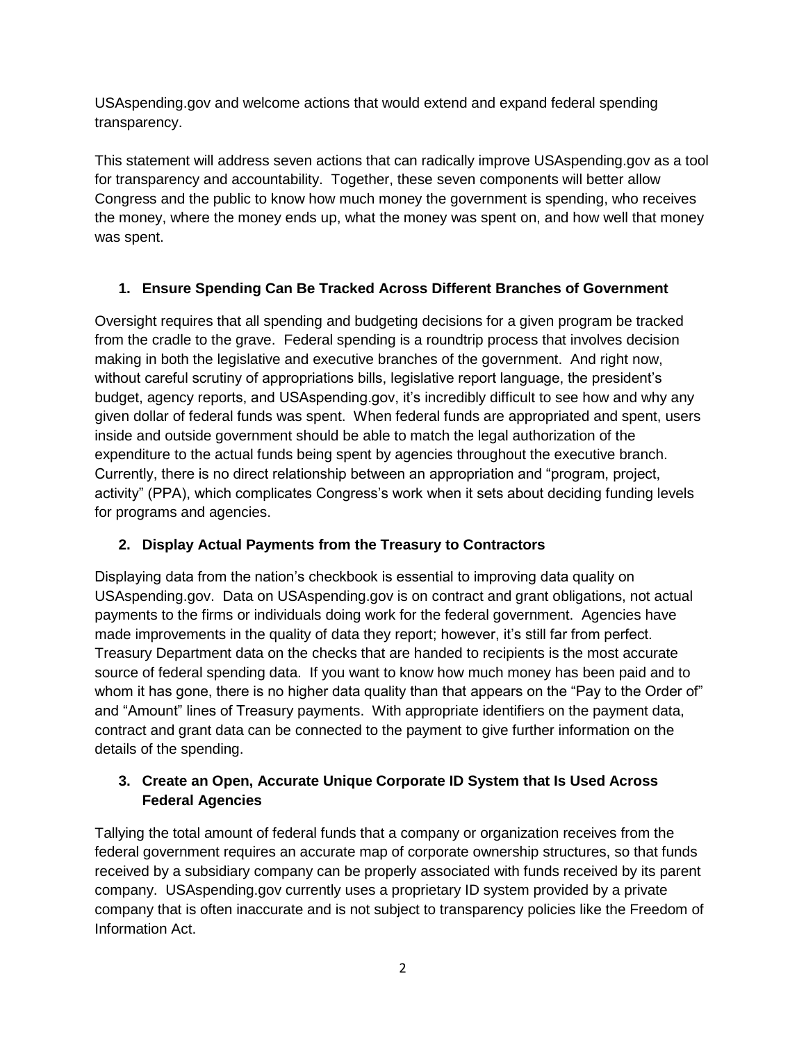USAspending.gov and welcome actions that would extend and expand federal spending transparency.

This statement will address seven actions that can radically improve USAspending.gov as a tool for transparency and accountability. Together, these seven components will better allow Congress and the public to know how much money the government is spending, who receives the money, where the money ends up, what the money was spent on, and how well that money was spent.

1. **Ensure Spending Can Be Tracked Across Different Branches of Government**

Oversight requires that all spending and budgeting decisions for a given program be tracked from the cradle to the grave. Federal spending is a roundtrip process that involves decision making in both the legislative and executive branches of the government. And right now, without careful scrutiny of appropriations bills, legislative report language, the president's budget, agency reports, and USAspending.gov, it's incredibly difficult to see how and why any given dollar of federal funds was spent. When federal funds are appropriated and spent, users inside and outside government should be able to match the legal authorization of the expenditure to the actual funds being spent by agencies throughout the executive branch. Currently, there is no direct relationship between an appropriation and "program, project, activity" (PPA), which complicates Congress's work when it sets about deciding funding levels for programs and agencies.

2. **Display Actual Payments from the Treasury to Contractors**

Displaying data from the nation's checkbook is essential to improving data quality on USAspending.gov. Data on USAspending.gov is on contract and grant obligations, not actual payments to the firms or individuals doing work for the federal government. Agencies have made improvements in the quality of data they report; however, it's still far from perfect. Treasury Department data on the checks that are handed to recipients is the most accurate source of federal spending data. If you want to know how much money has been paid and to whom it has gone, there is no higher data quality than that appears on the "Pay to the Order of" and "Amount" lines of Treasury payments. With appropriate identifiers on the payment data, contract and grant data can be connected to the payment to give further information on the details of the spending.

3. **Create an Open, Accurate Unique Corporate ID System that Is Used Across Federal Agencies**

Tallying the total amount of federal funds that a company or organization receives from the federal government requires an accurate map of corporate ownership structures, so that funds received by a subsidiary company can be properly associated with funds received by its parent company. USAspending.gov currently uses a proprietary ID system provided by a private company that is often inaccurate and is not subject to transparency policies like the Freedom of Information Act.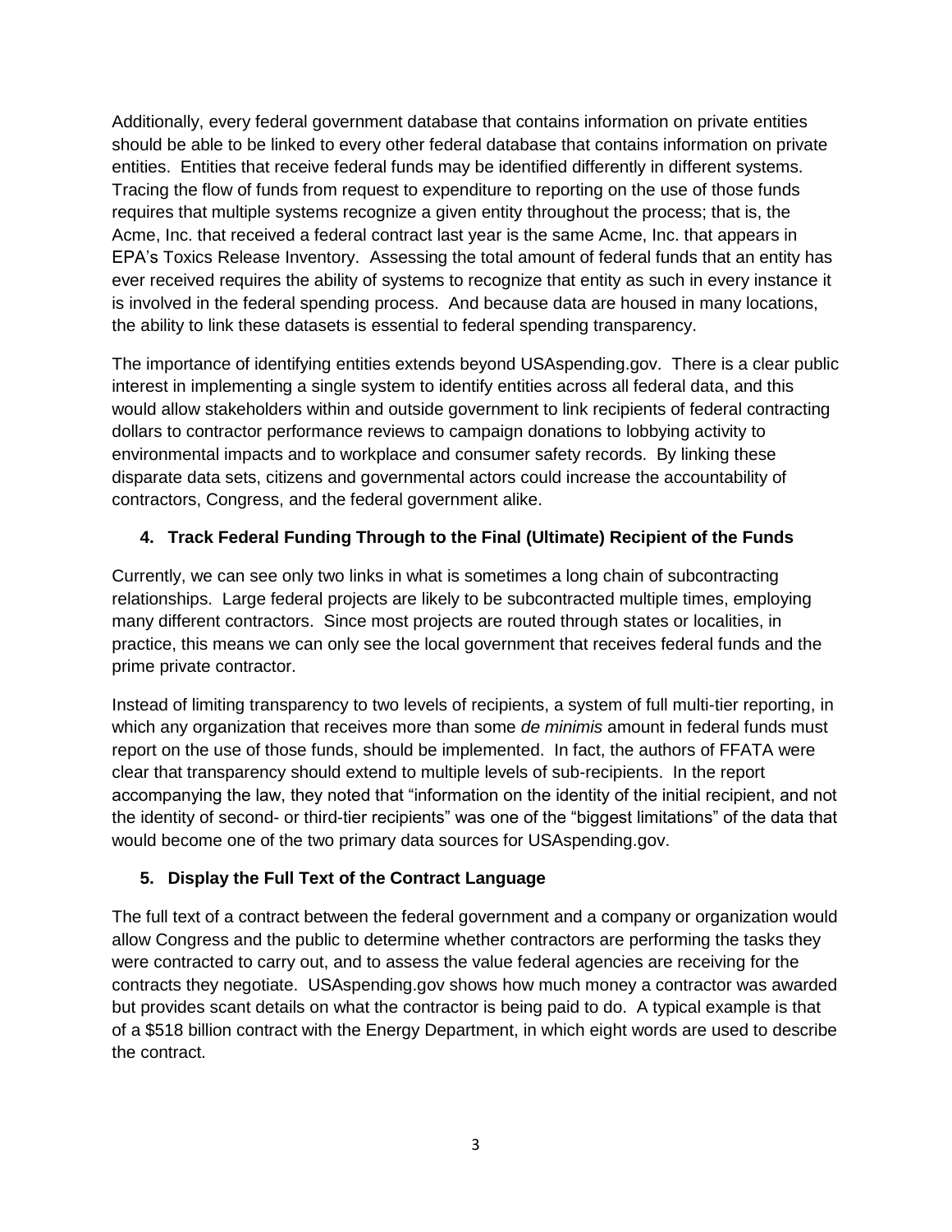Additionally, every federal government database that contains information on private entities should be able to be linked to every other federal database that contains information on private entities. Entities that receive federal funds may be identified differently in different systems. Tracing the flow of funds from request to expenditure to reporting on the use of those funds requires that multiple systems recognize a given entity throughout the process; that is, the Acme, Inc. that received a federal contract last year is the same Acme, Inc. that appears in EPA's Toxics Release Inventory. Assessing the total amount of federal funds that an entity has ever received requires the ability of systems to recognize that entity as such in every instance it is involved in the federal spending process. And because data are housed in many locations, the ability to link these datasets is essential to federal spending transparency.

The importance of identifying entities extends beyond USAspending.gov. There is a clear public interest in implementing a single system to identify entities across all federal data, and this would allow stakeholders within and outside government to link recipients of federal contracting dollars to contractor performance reviews to campaign donations to lobbying activity to environmental impacts and to workplace and consumer safety records. By linking these disparate data sets, citizens and governmental actors could increase the accountability of contractors, Congress, and the federal government alike.

**4. Track Federal Funding Through to the Final (Ultimate) Recipient of the Funds**

Currently, we can see only two links in what is sometimes a long chain of subcontracting relationships. Large federal projects are likely to be subcontracted multiple times, employing many different contractors. Since most projects are routed through states or localities, in practice, this means we can only see the local government that receives federal funds and the prime private contractor.

Instead of limiting transparency to two levels of recipients, a system of full multi-tier reporting, in which any organization that receives more than some *de minimis* amount in federal funds must report on the use of those funds, should be implemented. In fact, the authors of FFATA were clear that transparency should extend to multiple levels of sub-recipients. In the report accompanying the law, they noted that "information on the identity of the initial recipient, and not the identity of second- or third-tier recipients" was one of the "biggest limitations" of the data that would become one of the two primary data sources for USAspending.gov.

**5. Display the Full Text of the Contract Language**

The full text of a contract between the federal government and a company or organization would allow Congress and the public to determine whether contractors are performing the tasks they were contracted to carry out, and to assess the value federal agencies are receiving for the contracts they negotiate. USAspending.gov shows how much money a contractor was awarded but provides scant details on what the contractor is being paid to do. A typical example is that of a $518 billion contract with the Energy Department, in which eight words are used to describe the contract.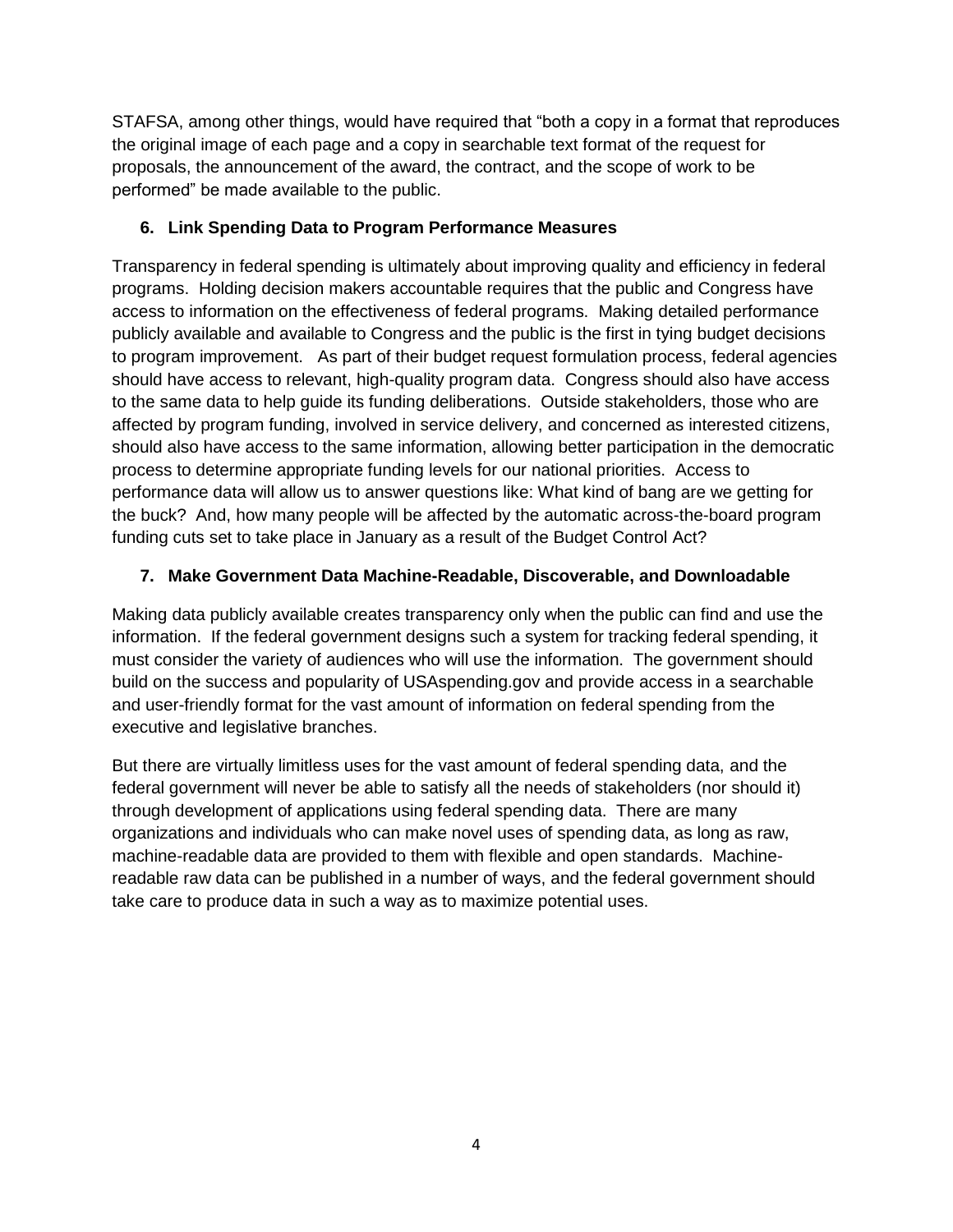STAFSA, among other things, would have required that "both a copy in a format that reproduces the original image of each page and a copy in searchable text format of the request for proposals, the announcement of the award, the contract, and the scope of work to be performed" be made available to the public.

### 6. Link Spending Data to Program Performance Measures

Transparency in federal spending is ultimately about improving quality and efficiency in federal programs. Holding decision makers accountable requires that the public and Congress have access to information on the effectiveness of federal programs. Making detailed performance publicly available and available to Congress and the public is the first in tying budget decisions to program improvement. As part of their budget request formulation process, federal agencies should have access to relevant, high-quality program data. Congress should also have access to the same data to help guide its funding deliberations. Outside stakeholders, those who are affected by program funding, involved in service delivery, and concerned as interested citizens, should also have access to the same information, allowing better participation in the democratic process to determine appropriate funding levels for our national priorities. Access to performance data will allow us to answer questions like: What kind of bang are we getting for the buck? And, how many people will be affected by the automatic across-the-board program funding cuts set to take place in January as a result of the Budget Control Act?

### 7. Make Government Data Machine-Readable, Discoverable, and Downloadable

Making data publicly available creates transparency only when the public can find and use the information. If the federal government designs such a system for tracking federal spending, it must consider the variety of audiences who will use the information. The government should build on the success and popularity of USAspending.gov and provide access in a searchable and user-friendly format for the vast amount of information on federal spending from the executive and legislative branches.

But there are virtually limitless uses for the vast amount of federal spending data, and the federal government will never be able to satisfy all the needs of stakeholders (nor should it) through development of applications using federal spending data. There are many organizations and individuals who can make novel uses of spending data, as long as raw, machine-readable data are provided to them with flexible and open standards. Machine-readable raw data can be published in a number of ways, and the federal government should take care to produce data in such a way as to maximize potential uses.